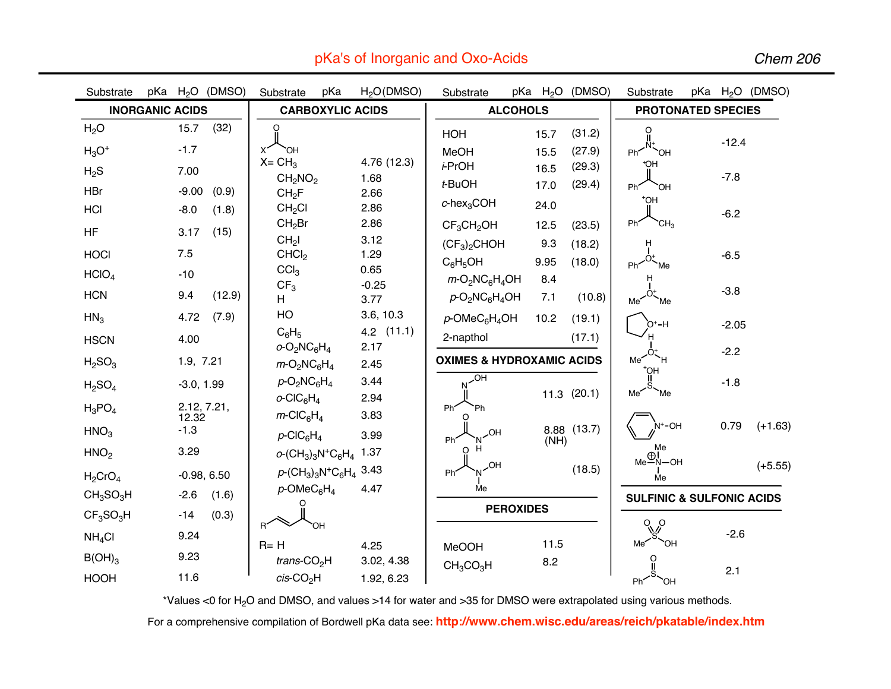# pKa's of Inorganic and Oxo-Acids

Chem 206

## INORGANIC ACIDS

| Substrate | pKa $H_2O$ | (DMSO) |
|---|---|---|
| $H_2O$ | 15.7 | (32) |
| $H_3O^+$ | -1.7 | |
| $H_2S$ | 7.00 | |
| HBr | -9.00 | (0.9) |
| HCl | -8.0 | (1.8) |
| HF | 3.17 | (15) |
| HOCl | 7.5 | |
| $HClO_4$ | -10 | |
| HCN | 9.4 | (12.9) |
| $HN_3$ | 4.72 | (7.9) |
| HSCN | 4.00 | |
| $H_2SO_3$ | 1.9, 7.21 | |
| $H_2SO_4$ | -3.0, 1.99 | |
| $H_3PO_4$ | 2.12, 7.21, 12.32 | |
| $HNO_3$ | -1.3 | |
| $HNO_2$ | 3.29 | |
| $H_2CrO_4$ | -0.98, 6.50 | |
| $CH_3SO_3H$ | -2.6 | (1.6) |
| $CF_3SO_3H$ | -14 | (0.3) |
| $NH_4Cl$ | 9.24 | |
| $B(OH)_3$ | 9.23 | |
| HOOH | 11.6 | |

## CARBOXYLIC ACIDS

X–C(=O)OH

| Substrate | pKa $H_2O$ | (DMSO) |
|---|---|---|
| X = $CH_3$ | 4.76 | (12.3) |
| $CH_2NO_2$ | 1.68 | |
| $CH_2F$ | 2.66 | |
| $CH_2Cl$ | 2.86 | |
| $CH_2Br$ | 2.86 | |
| $CH_2I$ | 3.12 | |
| $CHCl_2$ | 1.29 | |
| $CCl_3$ | 0.65 | |
| $CF_3$ | -0.25 | |
| H | 3.77 | |
| HO | 3.6, 10.3 | |
| $C_6H_5$ | 4.2 | (11.1) |
| *o*-$O_2NC_6H_4$ | 2.17 | |
| *m*-$O_2NC_6H_4$ | 2.45 | |
| *p*-$O_2NC_6H_4$ | 3.44 | |
| *o*-$ClC_6H_4$ | 2.94 | |
| *m*-$ClC_6H_4$ | 3.83 | |
| *p*-$ClC_6H_4$ | 3.99 | |
| *o*-$(CH_3)_3N^+C_6H_4$ | 1.37 | |
| *p*-$(CH_3)_3N^+C_6H_4$ | 3.43 | |
| *p*-$OMeC_6H_4$ | 4.47 | |

R–CH=CH–C(=O)OH

| Substrate | pKa $H_2O$ | (DMSO) |
|---|---|---|
| R = H | 4.25 | |
| *trans*-$CO_2H$ | 3.02, 4.38 | |
| *cis*-$CO_2H$ | 1.92, 6.23 | |

## ALCOHOLS

| Substrate | pKa $H_2O$ | (DMSO) |
|---|---|---|
| HOH | 15.7 | (31.2) |
| MeOH | 15.5 | (27.9) |
| *i*-PrOH | 16.5 | (29.3) |
| *t*-BuOH | 17.0 | (29.4) |
| *c*-$hex_3COH$ | 24.0 | |
| $CF_3CH_2OH$ | 12.5 | (23.5) |
| $(CF_3)_2CHOH$ | 9.3 | (18.2) |
| $C_6H_5OH$ | 9.95 | (18.0) |
| *m*-$O_2NC_6H_4OH$ | 8.4 | |
| *p*-$O_2NC_6H_4OH$ | 7.1 | (10.8) |
| *p*-$OMeC_6H_4OH$ | 10.2 | (19.1) |
| 2-napthol | | (17.1) |

## OXIMES & HYDROXAMIC ACIDS

| Substrate | pKa $H_2O$ | (DMSO) |
|---|---|---|
| $Ph_2C=N–OH$ | 11.3 | (20.1) |
| PhC(=O)NH–OH | 8.88 (NH) | (13.7) |
| PhC(=O)N(Me)–OH | | (18.5) |

## PEROXIDES

| Substrate | pKa $H_2O$ | (DMSO) |
|---|---|---|
| MeOOH | 11.5 | |
| $CH_3CO_3H$ | 8.2 | |

## PROTONATED SPECIES

| Substrate | pKa $H_2O$ | (DMSO) |
|---|---|---|
| $PhN^+(=O)OH$ | -12.4 | |
| $PhC(=O^+H)OH$ | -7.8 | |
| $PhC(=O^+H)CH_3$ | -6.2 | |
| $PhO^+(H)Me$ | -6.5 | |
| $MeO^+(H)Me$ | -3.8 | |
| THF–$O^+$–H | -2.05 | |
| $MeO^+H_2$ | -2.2 | |
| $MeS(=O^+H)Me$ | -1.8 | |
| Pyridine $N^+$–OH | 0.79 | (+1.63) |
| $Me_3N^+$–OH | | (+5.55) |

## SULFINIC & SULFONIC ACIDS

| Substrate | pKa $H_2O$ | (DMSO) |
|---|---|---|
| $MeS(=O)_2OH$ | -2.6 | |
| PhS(=O)OH | 2.1 | |

*Values <0 for $H_2O$ and DMSO, and values >14 for water and >35 for DMSO were extrapolated using various methods.

For a comprehensive compilation of Bordwell pKa data see: **http://www.chem.wisc.edu/areas/reich/pkatable/index.htm**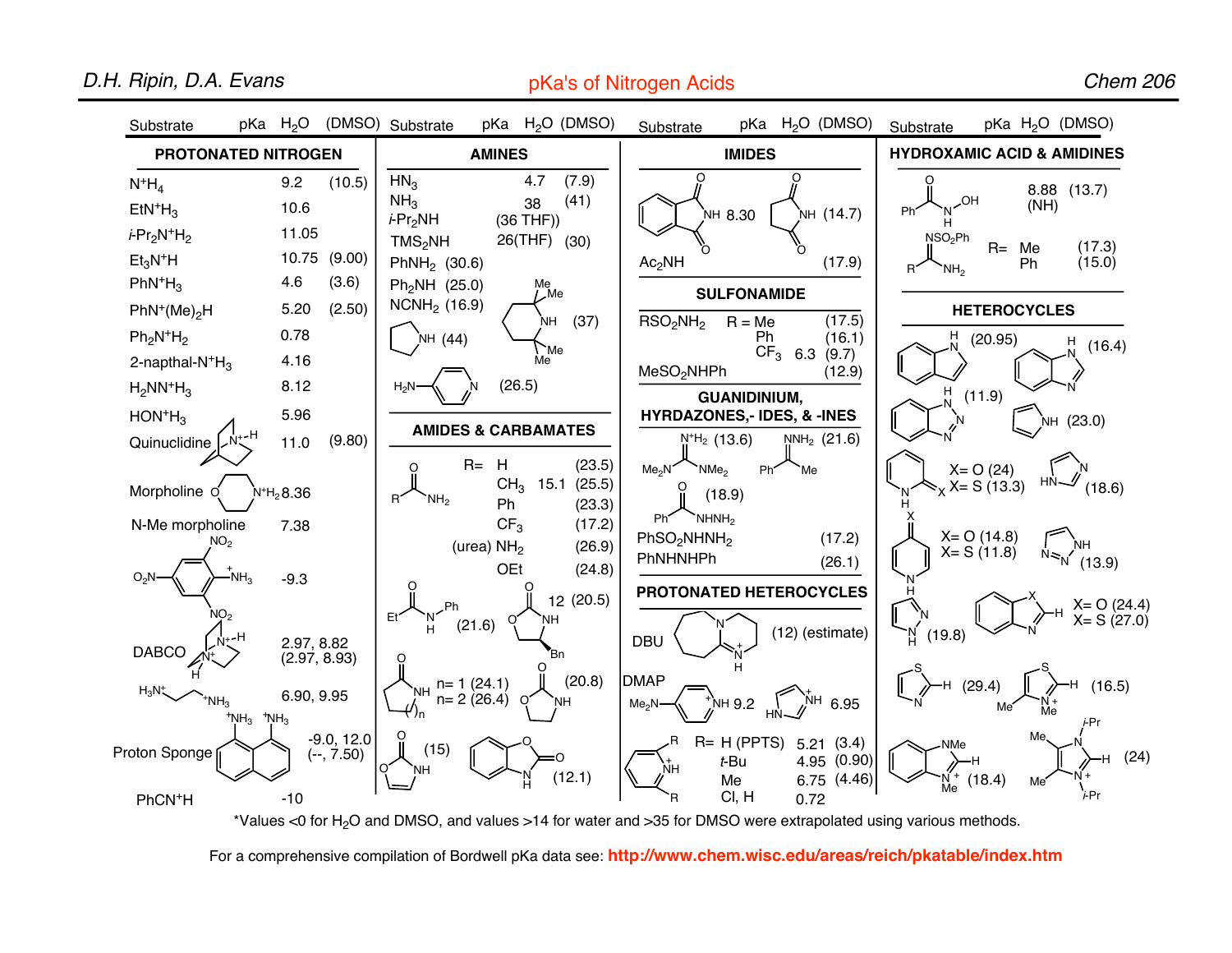# pKa's of Nitrogen Acids

## PROTONATED NITROGEN

| Substrate | pKa $H_2O$ | (DMSO) |
|---|---|---|
| $N^+H_4$ | 9.2 | (10.5) |
| $EtN^+H_3$ | 10.6 | |
| $i$-$Pr_2N^+H_2$ | 11.05 | |
| $Et_3N^+H$ | 10.75 | (9.00) |
| $PhN^+H_3$ | 4.6 | (3.6) |
| $PhN^+(Me)_2H$ | 5.20 | (2.50) |
| $Ph_2N^+H_2$ | 0.78 | |
| 2-napthal-$N^+H_3$ | 4.16 | |
| $H_2NN^+H_3$ | 8.12 | |
| $HON^+H_3$ | 5.96 | |
| Quinuclidine | 11.0 | (9.80) |
| Morpholine | 8.36 | |
| N-Me morpholine | 7.38 | |
| 2,4,6-trinitroanilinium | -9.3 | |
| DABCO | 2.97, 8.82 | (2.97, 8.93) |
| $H_3N^+CH_2CH_2N^+H_3$ | 6.90, 9.95 | |
| Proton Sponge | -9.0, 12.0 | (--, 7.50) |
| $PhCN^+H$ | -10 | |

## AMINES

| Substrate | pKa $H_2O$ | (DMSO) |
|---|---|---|
| $HN_3$ | 4.7 | (7.9) |
| $NH_3$ | 38 | (41) |
| $i$-$Pr_2NH$ | (36 THF) | |
| $TMS_2NH$ | 26(THF) | (30) |
| $PhNH_2$ | | (30.6) |
| $Ph_2NH$ | | (25.0) |
| $NCNH_2$ | | (16.9) |
| Pyrrolidine | | (44) |
| 2,2,6,6-Tetramethylpiperidine | | (37) |
| 4-Aminopyridine | | (26.5) |

## AMIDES & CARBAMATES

| Substrate | pKa $H_2O$ | (DMSO) |
|---|---|---|
| $RC(O)NH_2$, R= H | | (23.5) |
| R= $CH_3$ | 15.1 | (25.5) |
| R= Ph | | (23.3) |
| R= $CF_3$ | | (17.2) |
| (urea) R= $NH_2$ | | (26.9) |
| R= OEt | | (24.8) |
| $EtC(O)NHPh$ | | (21.6) |
| 4-Benzyl-oxazolidin-2-one | 12 | (20.5) |
| Lactam, n= 1 | | (24.1) |
| Lactam, n= 2 | | (26.4) |
| Oxazolidin-2-one | | (20.8) |
| Oxazol-2(3H)-one | | (15) |
| Benzoxazol-2(3H)-one | | (12.1) |

## IMIDES

| Substrate | pKa $H_2O$ | (DMSO) |
|---|---|---|
| Phthalimide | 8.30 | |
| Succinimide | | (14.7) |
| $Ac_2NH$ | | (17.9) |

## SULFONAMIDE

| Substrate | pKa $H_2O$ | (DMSO) |
|---|---|---|
| $RSO_2NH_2$, R = Me | | (17.5) |
| R = Ph | | (16.1) |
| R = $CF_3$ | 6.3 | (9.7) |
| $MeSO_2NHPh$ | | (12.9) |

## GUANIDINIUM, HYRDAZONES,- IDES, & -INES

| Substrate | pKa $H_2O$ | (DMSO) |
|---|---|---|
| $Me_2NC(=N^+H_2)NMe_2$ | | (13.6) |
| $PhC(=NNH_2)Me$ | | (21.6) |
| $PhC(O)NHNH_2$ | | (18.9) |
| $PhSO_2NHNH_2$ | | (17.2) |
| $PhNHNHPh$ | | (26.1) |

## PROTONATED HETEROCYCLES

| Substrate | pKa $H_2O$ | (DMSO) |
|---|---|---|
| DBU | (12) (estimate) | |
| DMAP | 9.2 | |
| Imidazolium | 6.95 | |
| 2,6-R-pyridinium, R= H (PPTS) | 5.21 | (3.4) |
| R= $t$-Bu | 4.95 | (0.90) |
| R= Me | 6.75 | (4.46) |
| R= Cl, H | 0.72 | |

## HYDROXAMIC ACID & AMIDINES

| Substrate | pKa $H_2O$ | (DMSO) |
|---|---|---|
| $PhC(O)NHOH$ | 8.88 | (13.7) (NH) |
| $RC(=NSO_2Ph)NH_2$, R= Me | | (17.3) |
| R= Ph | | (15.0) |

## HETEROCYCLES

| Substrate | pKa $H_2O$ | (DMSO) |
|---|---|---|
| Indole | | (20.95) |
| Benzimidazole | | (16.4) |
| Benzotriazole | | (11.9) |
| Pyrrole | | (23.0) |
| 2-Pyridone, X= O | | (24) |
| 2-Pyridinethione, X= S | | (13.3) |
| Imidazole | | (18.6) |
| 4-Pyridone, X= O | | (14.8) |
| 4-Pyridinethione, X= S | | (11.8) |
| 1,2,3-Triazole | | (13.9) |
| Pyrazole | | (19.8) |
| Benzoxazole (C–H), X= O | | (24.4) |
| Benzothiazole (C–H), X= S | | (27.0) |
| Thiazole (C–H) | | (29.4) |
| 3,4-Dimethylthiazolium (C–H) | | (16.5) |
| 1,3-Dimethylbenzimidazolium (C–H) | | (18.4) |
| 1,3-Di-$i$-Pr-4,5-dimethylimidazolium (C–H) | | (24) |

*Values <0 for $H_2O$ and DMSO, and values >14 for water and >35 for DMSO were extrapolated using various methods.

For a comprehensive compilation of Bordwell pKa data see: **http://www.chem.wisc.edu/areas/reich/pkatable/index.htm**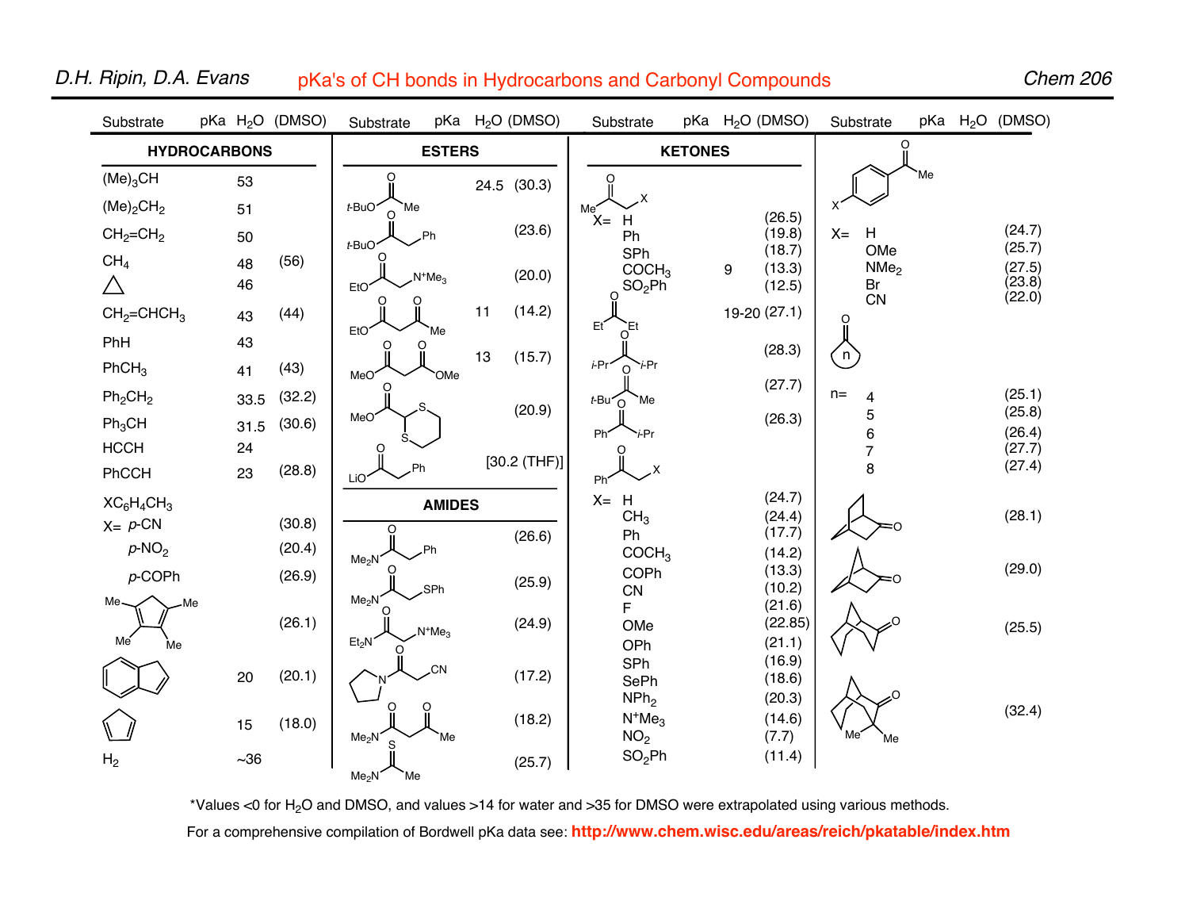# pKa's of CH bonds in Hydrocarbons and Carbonyl Compounds

D.H. Ripin, D.A. Evans — Chem 206

## HYDROCARBONS

| Substrate | pKa $H_2O$ | (DMSO) |
|---|---|---|
| $(Me)_3CH$ | 53 | |
| $(Me)_2CH_2$ | 51 | |
| $CH_2$=$CH_2$ | 50 | |
| $CH_4$ | 48 | (56) |
| cyclopropane | 46 | |
| $CH_2$=$CHCH_3$ | 43 | (44) |
| PhH | 43 | |
| $PhCH_3$ | 41 | (43) |
| $Ph_2CH_2$ | 33.5 | (32.2) |
| $Ph_3CH$ | 31.5 | (30.6) |
| HCCH | 24 | |
| PhCCH | 23 | (28.8) |
| $XC_6H_4CH_3$, X= *p*-CN | | (30.8) |
| *p*-$NO_2$ | | (20.4) |
| *p*-COPh | | (26.9) |
| 1,2,3,4-tetramethylcyclopentadiene | | (26.1) |
| indene | 20 | (20.1) |
| cyclopentadiene | 15 | (18.0) |
| $H_2$ | ~36 | |

## ESTERS

| Substrate | pKa $H_2O$ | (DMSO) |
|---|---|---|
| *t*-BuO(C=O)Me | 24.5 | (30.3) |
| *t*-BuO(C=O)$CH_2$Ph | | (23.6) |
| EtO(C=O)$CH_2N^+Me_3$ | | (20.0) |
| EtO(C=O)$CH_2$(C=O)Me | 11 | (14.2) |
| MeO(C=O)$CH_2$(C=O)OMe | 13 | (15.7) |
| MeO(C=O)-2-(1,3-dithianyl) | | (20.9) |
| LiO(C=O)$CH_2$Ph | | [30.2 (THF)] |

## AMIDES

| Substrate | pKa $H_2O$ | (DMSO) |
|---|---|---|
| $Me_2N$(C=O)$CH_2$Ph | | (26.6) |
| $Me_2N$(C=O)$CH_2$SPh | | (25.9) |
| $Et_2N$(C=O)$CH_2N^+Me_3$ | | (24.9) |
| pyrrolidinyl(C=O)$CH_2$CN | | (17.2) |
| $Me_2N$(C=O)$CH_2$(C=O)Me | | (18.2) |
| $Me_2N$(C=S)Me | | (25.7) |

## KETONES

| Substrate | pKa $H_2O$ | (DMSO) |
|---|---|---|
| Me(C=O)$CH_2$X, X= H | | (26.5) |
| Ph | | (19.8) |
| SPh | | (18.7) |
| $COCH_3$ | 9 | (13.3) |
| $SO_2Ph$ | | (12.5) |
| Et(C=O)Et | 19-20 | (27.1) |
| *i*-Pr(C=O)*i*-Pr | | (28.3) |
| *t*-Bu(C=O)Me | | (27.7) |
| Ph(C=O)*i*-Pr | | (26.3) |
| Ph(C=O)$CH_2$X, X= H | | (24.7) |
| $CH_3$ | | (24.4) |
| Ph | | (17.7) |
| $COCH_3$ | | (14.2) |
| COPh | | (13.3) |
| CN | | (10.2) |
| F | | (21.6) |
| OMe | | (22.85) |
| OPh | | (21.1) |
| SPh | | (16.9) |
| SePh | | (18.6) |
| $NPh_2$ | | (20.3) |
| $N^+Me_3$ | | (14.6) |
| $NO_2$ | | (7.7) |
| $SO_2Ph$ | | (11.4) |

| Substrate | pKa $H_2O$ | (DMSO) |
|---|---|---|
| *p*-$XC_6H_4$(C=O)Me, X= H | | (24.7) |
| OMe | | (25.7) |
| $NMe_2$ | | (27.5) |
| Br | | (23.8) |
| CN | | (22.0) |
| cycloalkanone (ring size n), n= 4 | | (25.1) |
| 5 | | (25.8) |
| 6 | | (26.4) |
| 7 | | (27.7) |
| 8 | | (27.4) |
| bicyclo[2.2.2]octan-2-one | | (28.1) |
| norbornan-2-one | | (29.0) |
| bicyclic ketone | | (25.5) |
| dimethyl bicyclic ketone (camphor-type) | | (32.4) |

*Values <0 for $H_2O$ and DMSO, and values >14 for water and >35 for DMSO were extrapolated using various methods.

For a comprehensive compilation of Bordwell pKa data see: **http://www.chem.wisc.edu/areas/reich/pkatable/index.htm**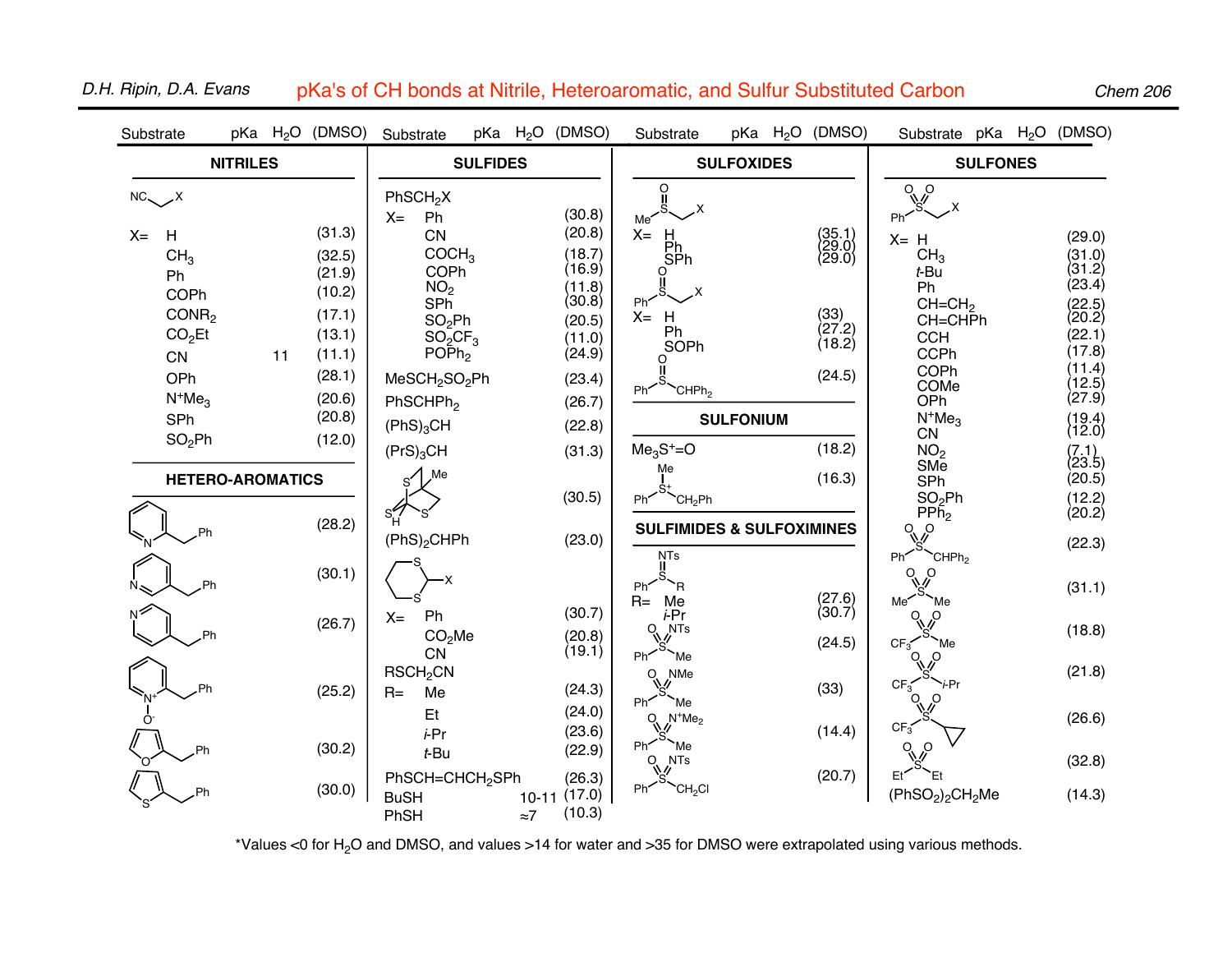# pKa's of CH bonds at Nitrile, Heteroaromatic, and Sulfur Substituted Carbon

## NITRILES

| Substrate | pKa $H_2O$ | (DMSO) |
|---|---|---|
| $NCCH_2X$, X = H | | (31.3) |
| $CH_3$ | | (32.5) |
| Ph | | (21.9) |
| COPh | | (10.2) |
| $CONR_2$ | | (17.1) |
| $CO_2Et$ | | (13.1) |
| CN | 11 | (11.1) |
| OPh | | (28.1) |
| $N^+Me_3$ | | (20.6) |
| SPh | | (20.8) |
| $SO_2Ph$ | | (12.0) |

## HETERO-AROMATICS

| Substrate | pKa $H_2O$ | (DMSO) |
|---|---|---|
| 2-benzylpyridine | | (28.2) |
| 3-benzylpyridine | | (30.1) |
| 4-benzylpyridine | | (26.7) |
| 2-benzylpyridine N-oxide | | (25.2) |
| 2-benzylfuran | | (30.2) |
| 2-benzylthiophene | | (30.0) |

## SULFIDES

| Substrate | pKa $H_2O$ | (DMSO) |
|---|---|---|
| $PhSCH_2X$, X = Ph | | (30.8) |
| CN | | (20.8) |
| $COCH_3$ | | (18.7) |
| COPh | | (16.9) |
| $NO_2$ | | (11.8) |
| SPh | | (30.8) |
| $SO_2Ph$ | | (20.5) |
| $SO_2CF_3$ | | (11.0) |
| $POPh_2$ | | (24.9) |
| $MeSCH_2SO_2Ph$ | | (23.4) |
| $PhSCHPh_2$ | | (26.7) |
| $(PhS)_3CH$ | | (22.8) |
| $(PrS)_3CH$ | | (31.3) |
| methyl-substituted trithiabicyclic orthothioformate (C–H) | | (30.5) |
| $(PhS)_2CHPh$ | | (23.0) |
| 2-X-1,3-dithiane, X = Ph | | (30.7) |
| $CO_2Me$ | | (20.8) |
| CN | | (19.1) |
| $RSCH_2CN$, R = Me | | (24.3) |
| Et | | (24.0) |
| *i*-Pr | | (23.6) |
| *t*-Bu | | (22.9) |
| $PhSCH{=}CHCH_2SPh$ | | (26.3) |
| BuSH | 10-11 | (17.0) |
| PhSH | ≈7 | (10.3) |

## SULFOXIDES

| Substrate | pKa $H_2O$ | (DMSO) |
|---|---|---|
| $MeS(O)CH_2X$, X = H | | (35.1) |
| Ph | | (29.0) |
| SPh | | (29.0) |
| $PhS(O)CH_2X$, X = H | | (33) |
| Ph | | (27.2) |
| SOPh | | (18.2) |
| $PhS(O)CHPh_2$ | | (24.5) |

## SULFONIUM

| Substrate | pKa $H_2O$ | (DMSO) |
|---|---|---|
| $Me_3S^+{=}O$ | | (18.2) |
| $PhS^+(Me)CH_2Ph$ | | (16.3) |

## SULFIMIDES & SULFOXIMINES

| Substrate | pKa $H_2O$ | (DMSO) |
|---|---|---|
| $PhS(=NTs)R$, R = Me | | (27.6) |
| *i*-Pr | | (30.7) |
| $PhS(O)(=NTs)Me$ | | (24.5) |
| $PhS(O)(=NMe)Me$ | | (33) |
| $PhS(O)(N^+Me_2)Me$ | | (14.4) |
| $PhS(O)(=NTs)CH_2Cl$ | | (20.7) |

## SULFONES

| Substrate | pKa $H_2O$ | (DMSO) |
|---|---|---|
| $PhSO_2CH_2X$, X = H | | (29.0) |
| $CH_3$ | | (31.0) |
| *t*-Bu | | (31.2) |
| Ph | | (23.4) |
| $CH{=}CH_2$ | | (22.5) |
| $CH{=}CHPh$ | | (20.2) |
| CCH | | (22.1) |
| CCPh | | (17.8) |
| COPh | | (11.4) |
| COMe | | (12.5) |
| OPh | | (27.9) |
| $N^+Me_3$ | | (19.4) |
| CN | | (12.0) |
| $NO_2$ | | (7.1) |
| SMe | | (23.5) |
| SPh | | (20.5) |
| $SO_2Ph$ | | (12.2) |
| $PPh_2$ | | (20.2) |
| $PhSO_2CHPh_2$ | | (22.3) |
| $MeSO_2Me$ | | (31.1) |
| $CF_3SO_2Me$ | | (18.8) |
| $CF_3SO_2$-*i*-Pr | | (21.8) |
| $CF_3SO_2$-cyclopropyl | | (26.6) |
| $EtSO_2Et$ | | (32.8) |
| $(PhSO_2)_2CH_2Me$ | | (14.3) |

*Values <0 for $H_2O$ and DMSO, and values >14 for water and >35 for DMSO were extrapolated using various methods.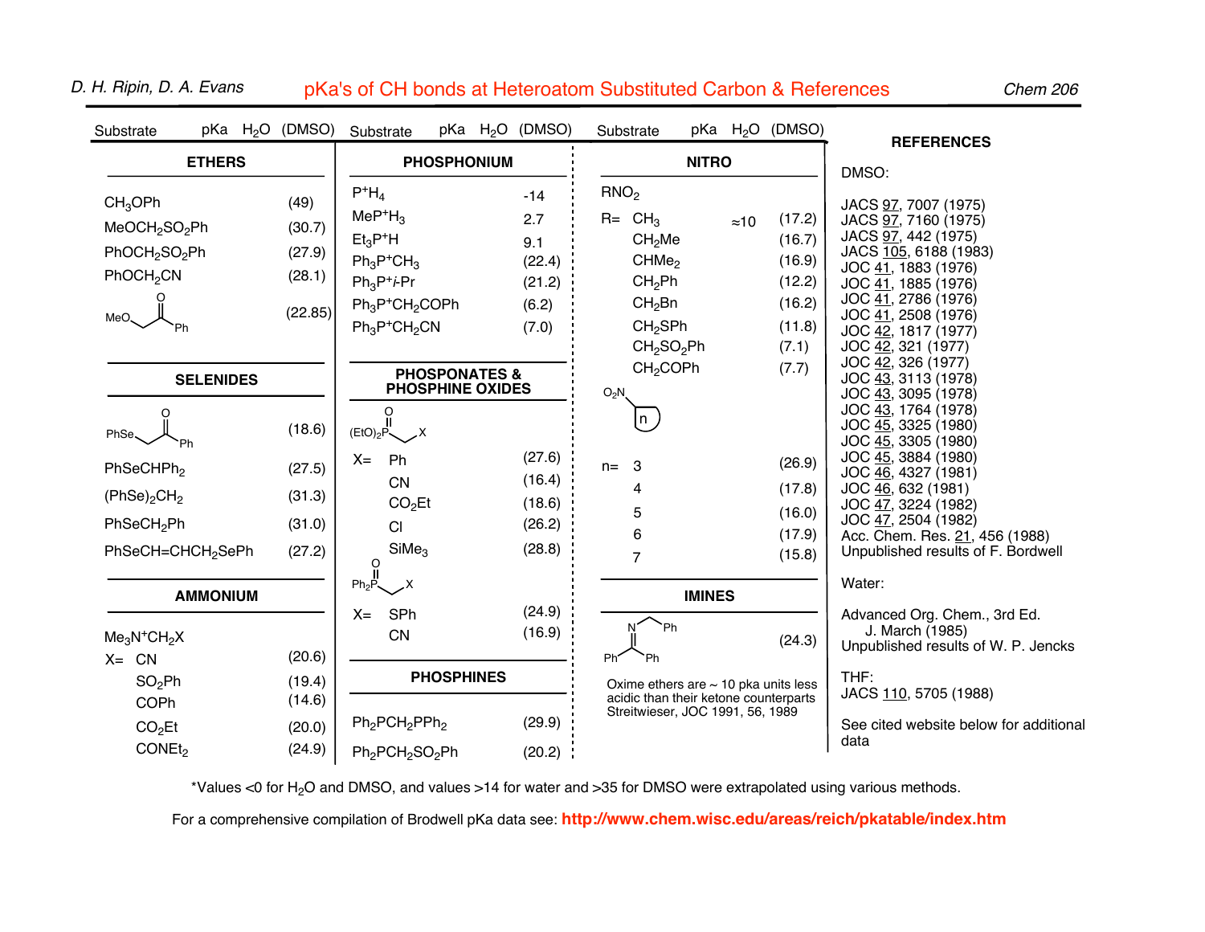# pKa's of CH bonds at Heteroatom Substituted Carbon & References

## ETHERS

| Substrate | pKa $H_2O$ | (DMSO) |
|---|---|---|
| $CH_3OPh$ | | (49) |
| $MeOCH_2SO_2Ph$ | | (30.7) |
| $PhOCH_2SO_2Ph$ | | (27.9) |
| $PhOCH_2CN$ | | (28.1) |
| $MeOCH_2COPh$ | | (22.85) |

## SELENIDES

| Substrate | pKa $H_2O$ | (DMSO) |
|---|---|---|
| $PhSeCH_2COPh$ | | (18.6) |
| $PhSeCHPh_2$ | | (27.5) |
| $(PhSe)_2CH_2$ | | (31.3) |
| $PhSeCH_2Ph$ | | (31.0) |
| $PhSeCH{=}CHCH_2SePh$ | | (27.2) |

## AMMONIUM

$Me_3N^+CH_2X$

| X= | pKa $H_2O$ | (DMSO) |
|---|---|---|
| CN | | (20.6) |
| $SO_2Ph$ | | (19.4) |
| COPh | | (14.6) |
| $CO_2Et$ | | (20.0) |
| $CONEt_2$ | | (24.9) |

## PHOSPHONIUM

| Substrate | pKa $H_2O$ | (DMSO) |
|---|---|---|
| $P^+H_4$ | -14 | |
| $MeP^+H_3$ | 2.7 | |
| $Et_3P^+H$ | 9.1 | |
| $Ph_3P^+CH_3$ | | (22.4) |
| $Ph_3P^+\textit{i}\text{-Pr}$ | | (21.2) |
| $Ph_3P^+CH_2COPh$ | | (6.2) |
| $Ph_3P^+CH_2CN$ | | (7.0) |

## PHOSPONATES & PHOSPHINE OXIDES

$(EtO)_2P(O)CH_2X$

| X= | pKa $H_2O$ | (DMSO) |
|---|---|---|
| Ph | | (27.6) |
| CN | | (16.4) |
| $CO_2Et$ | | (18.6) |
| Cl | | (26.2) |
| $SiMe_3$ | | (28.8) |

$Ph_2P(O)CH_2X$

| X= | pKa $H_2O$ | (DMSO) |
|---|---|---|
| SPh | | (24.9) |
| CN | | (16.9) |

## PHOSPHINES

| Substrate | pKa $H_2O$ | (DMSO) |
|---|---|---|
| $Ph_2PCH_2PPh_2$ | | (29.9) |
| $Ph_2PCH_2SO_2Ph$ | | (20.2) |

## NITRO

$RNO_2$

| R= | pKa $H_2O$ | (DMSO) |
|---|---|---|
| $CH_3$ | ≈10 | (17.2) |
| $CH_2Me$ | | (16.7) |
| $CHMe_2$ | | (16.9) |
| $CH_2Ph$ | | (12.2) |
| $CH_2Bn$ | | (16.2) |
| $CH_2SPh$ | | (11.8) |
| $CH_2SO_2Ph$ | | (7.1) |
| $CH_2COPh$ | | (7.7) |

$O_2N$-cycloalkane (ring size n)

| n= | pKa $H_2O$ | (DMSO) |
|---|---|---|
| 3 | | (26.9) |
| 4 | | (17.8) |
| 5 | | (16.0) |
| 6 | | (17.9) |
| 7 | | (15.8) |

## IMINES

| Substrate | pKa $H_2O$ | (DMSO) |
|---|---|---|
| $Ph_2C{=}NCH_2Ph$ | | (24.3) |

Oxime ethers are ~ 10 pka units less acidic than their ketone counterparts Streitweiser, JOC 1991, 56, 1989

## REFERENCES

DMSO:

JACS 97, 7007 (1975)
JACS 97, 7160 (1975)
JACS 97, 442 (1975)
JACS 105, 6188 (1983)
JOC 41, 1883 (1976)
JOC 41, 1885 (1976)
JOC 41, 2786 (1976)
JOC 41, 2508 (1976)
JOC 42, 1817 (1977)
JOC 42, 321 (1977)
JOC 42, 326 (1977)
JOC 43, 3113 (1978)
JOC 43, 3095 (1978)
JOC 43, 1764 (1978)
JOC 45, 3325 (1980)
JOC 45, 3305 (1980)
JOC 45, 3884 (1980)
JOC 46, 4327 (1981)
JOC 46, 632 (1981)
JOC 47, 3224 (1982)
JOC 47, 2504 (1982)
Acc. Chem. Res. 21, 456 (1988)
Unpublished results of F. Bordwell

Water:

Advanced Org. Chem., 3rd Ed. J. March (1985)
Unpublished results of W. P. Jencks

THF:
JACS 110, 5705 (1988)

See cited website below for additional data

*Values <0 for $H_2O$ and DMSO, and values >14 for water and >35 for DMSO were extrapolated using various methods.

For a comprehensive compilation of Brodwell pKa data see: **http://www.chem.wisc.edu/areas/reich/pkatable/index.htm**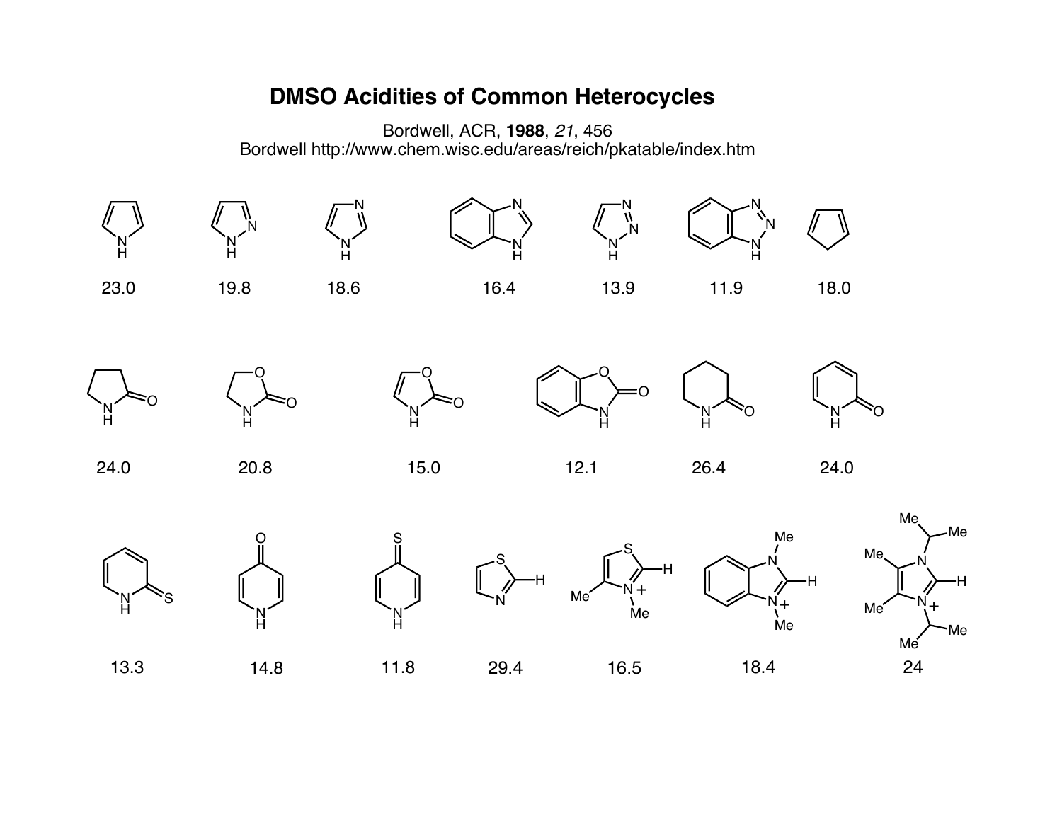# DMSO Acidities of Common Heterocycles

Bordwell, ACR, **1988**, *21*, 456
Bordwell http://www.chem.wisc.edu/areas/reich/pkatable/index.htm

N
H
23.0

N
N
H
19.8

N
N
H
18.6

N
N
H
16.4

N
N
N
H
13.9

N
N
N
H
11.9

18.0

N
H
O
24.0

O
N
H
O
20.8

O
N
H
O
15.0

O
N
H
O
12.1

N
H
O
26.4

N
H
O
24.0

N
H
S
13.3

O
N
H
14.8

S
N
H
11.8

S
N
H
29.4

S
H
Me
N+
Me
16.5

Me
N
H
N+
Me
18.4

Me
Me
Me
N
H
Me
N+
Me
Me
24